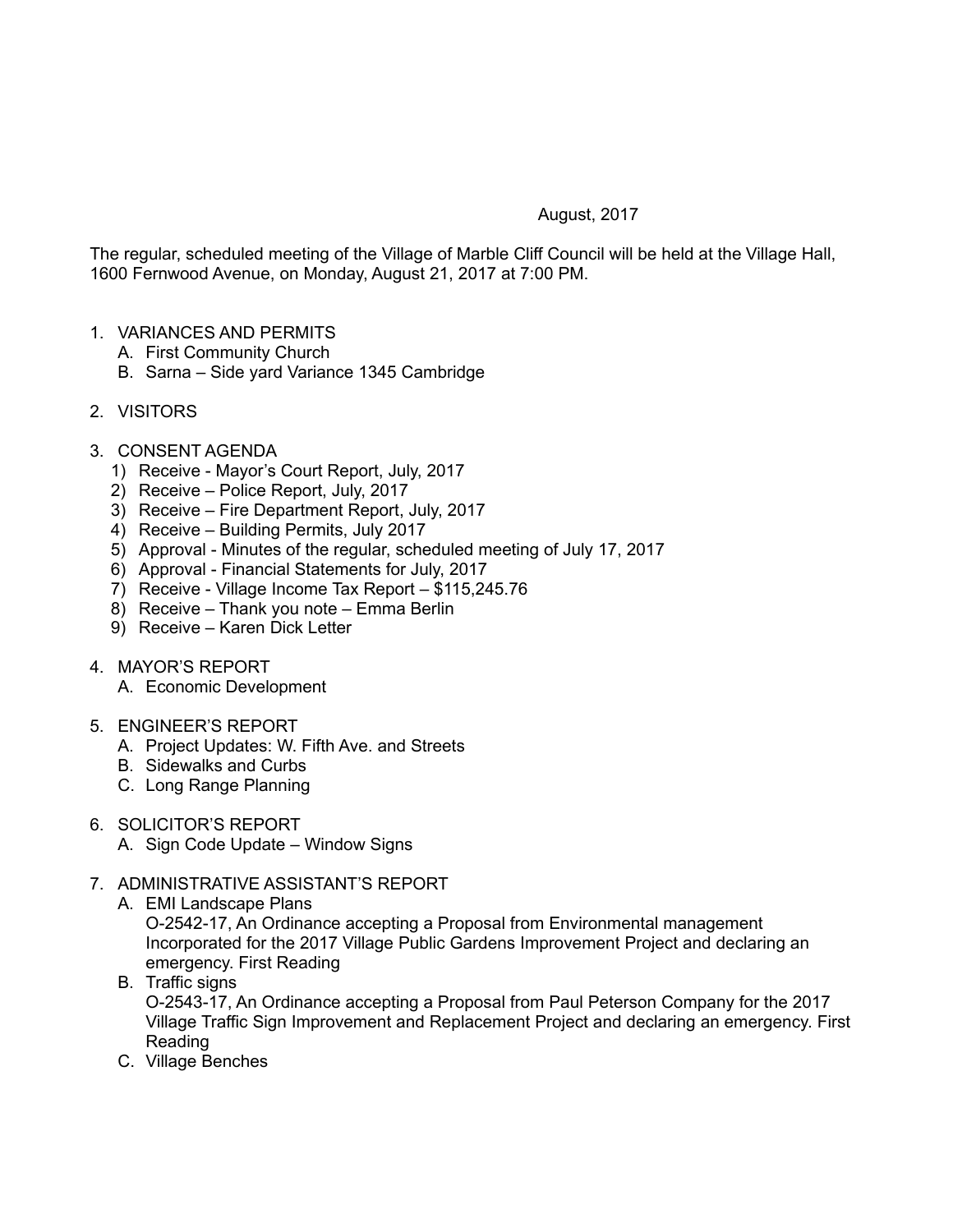August, 2017

The regular, scheduled meeting of the Village of Marble Cliff Council will be held at the Village Hall, 1600 Fernwood Avenue, on Monday, August 21, 2017 at 7:00 PM.

1. VARIANCES AND PERMITS
   A. First Community Church
   B. Sarna – Side yard Variance 1345 Cambridge

2. VISITORS

3. CONSENT AGENDA
   1) Receive - Mayor's Court Report, July, 2017
   2) Receive – Police Report, July, 2017
   3) Receive – Fire Department Report, July, 2017
   4) Receive – Building Permits, July 2017
   5) Approval - Minutes of the regular, scheduled meeting of July 17, 2017
   6) Approval - Financial Statements for July, 2017
   7) Receive - Village Income Tax Report – $115,245.76
   8) Receive – Thank you note – Emma Berlin
   9) Receive – Karen Dick Letter

4. MAYOR'S REPORT
   A. Economic Development

5. ENGINEER'S REPORT
   A. Project Updates: W. Fifth Ave. and Streets
   B. Sidewalks and Curbs
   C. Long Range Planning

6. SOLICITOR'S REPORT
   A. Sign Code Update – Window Signs

7. ADMINISTRATIVE ASSISTANT'S REPORT
   A. EMI Landscape Plans
      O-2542-17, An Ordinance accepting a Proposal from Environmental management Incorporated for the 2017 Village Public Gardens Improvement Project and declaring an emergency. First Reading
   B. Traffic signs
      O-2543-17, An Ordinance accepting a Proposal from Paul Peterson Company for the 2017 Village Traffic Sign Improvement and Replacement Project and declaring an emergency. First Reading
   C. Village Benches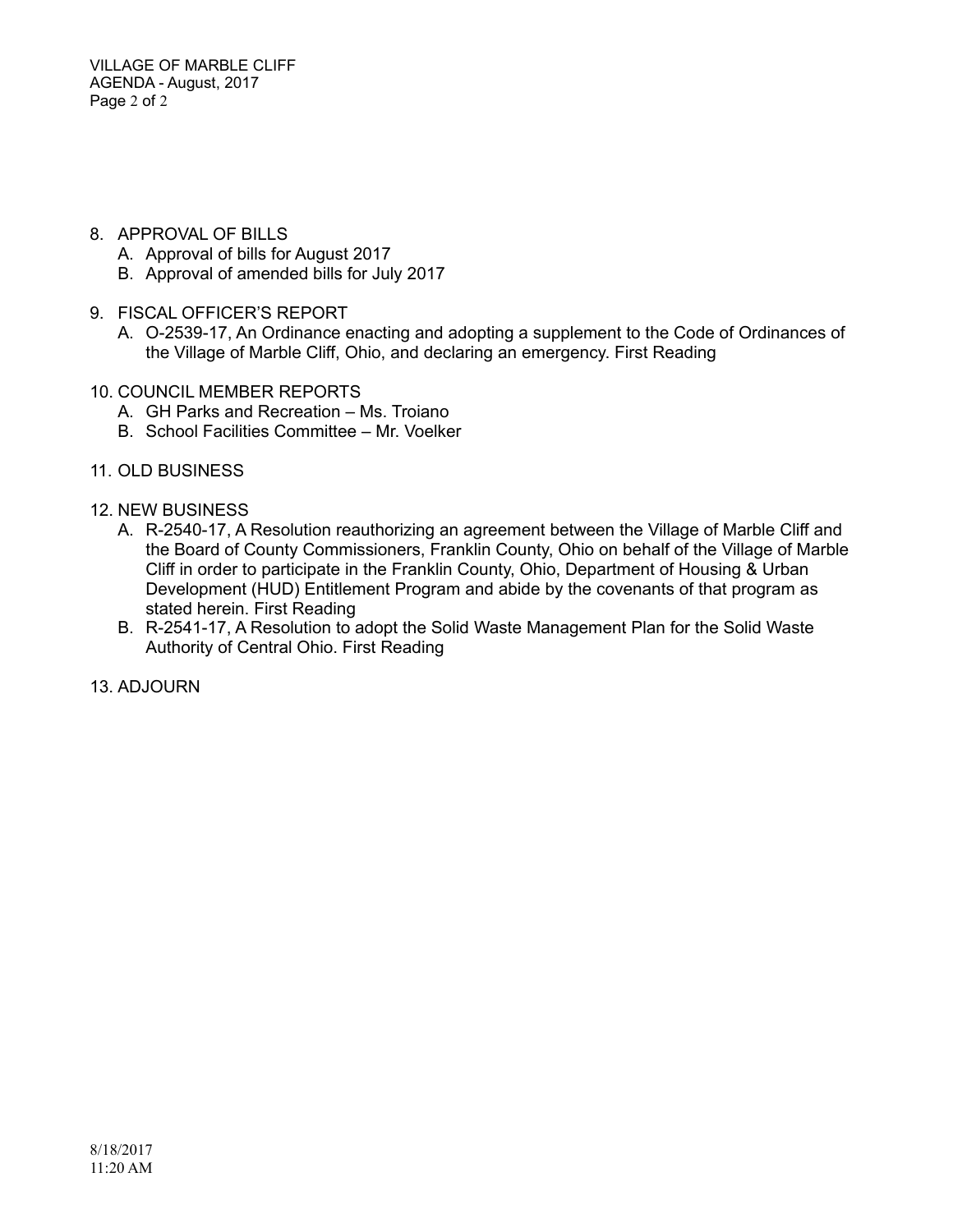8. APPROVAL OF BILLS
   A. Approval of bills for August 2017
   B. Approval of amended bills for July 2017

9. FISCAL OFFICER'S REPORT
   A. O-2539-17, An Ordinance enacting and adopting a supplement to the Code of Ordinances of the Village of Marble Cliff, Ohio, and declaring an emergency. First Reading

10. COUNCIL MEMBER REPORTS
    A. GH Parks and Recreation – Ms. Troiano
    B. School Facilities Committee – Mr. Voelker

11. OLD BUSINESS

12. NEW BUSINESS
    A. R-2540-17, A Resolution reauthorizing an agreement between the Village of Marble Cliff and the Board of County Commissioners, Franklin County, Ohio on behalf of the Village of Marble Cliff in order to participate in the Franklin County, Ohio, Department of Housing & Urban Development (HUD) Entitlement Program and abide by the covenants of that program as stated herein. First Reading
    B. R-2541-17, A Resolution to adopt the Solid Waste Management Plan for the Solid Waste Authority of Central Ohio. First Reading

13. ADJOURN